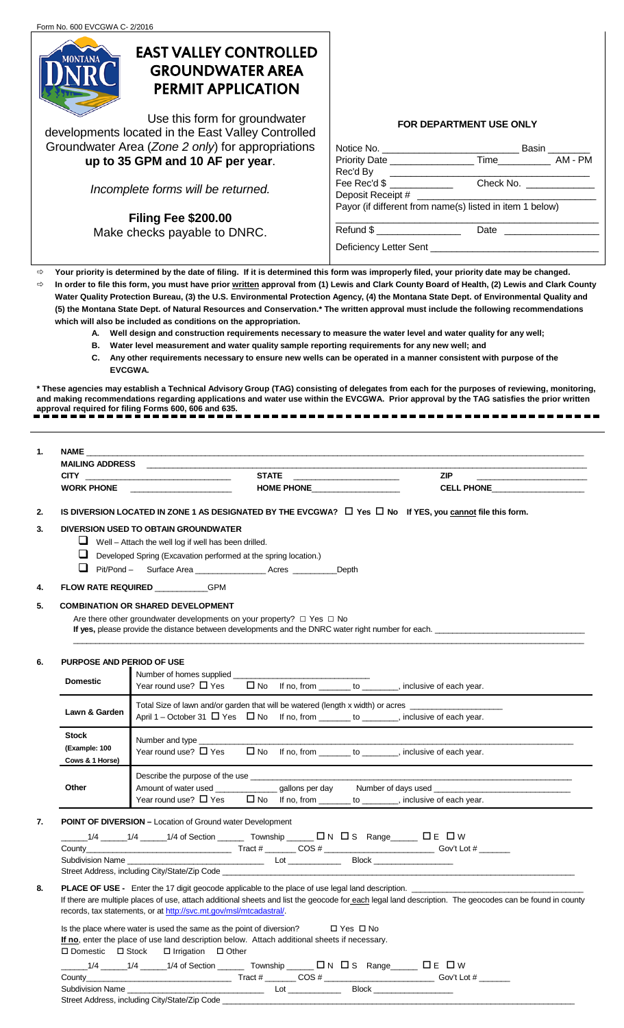Form No. 600 EVCGWA C- 2/2016

# EAST VALLEY CONTROLLED GROUNDWATER AREA PERMIT APPLICATION

Use this form for groundwater developments located in the East Valley Controlled Groundwater Area (*Zone 2 only*) for appropriations **up to 35 GPM and 10 AF per year**.

*Incomplete forms will be returned.*

**Filing Fee $200.00**
Make checks payable to DNRC.

**FOR DEPARTMENT USE ONLY**

Notice No. ________________________ Basin _______
Priority Date _______________ Time__________ AM - PM
Rec'd By ________________________________
Fee Rec'd $ ___________ Check No. ____________
Deposit Receipt # ________________________________
Payor (if different from name(s) listed in item 1 below)
________________________________________________
Refund $ _______________ Date ________________
Deficiency Letter Sent ______________________________

- **Your priority is determined by the date of filing. If it is determined this form was improperly filed, your priority date may be changed.**
- **In order to file this form, you must have prior written approval from (1) Lewis and Clark County Board of Health, (2) Lewis and Clark County Water Quality Protection Bureau, (3) the U.S. Environmental Protection Agency, (4) the Montana State Dept. of Environmental Quality and (5) the Montana State Dept. of Natural Resources and Conservation.\* The written approval must include the following recommendations which will also be included as conditions on the appropriation.**
  - **A. Well design and construction requirements necessary to measure the water level and water quality for any well;**
  - **B. Water level measurement and water quality sample reporting requirements for any new well; and**
  - **C. Any other requirements necessary to ensure new wells can be operated in a manner consistent with purpose of the EVCGWA.**

**\* These agencies may establish a Technical Advisory Group (TAG) consisting of delegates from each for the purposes of reviewing, monitoring, and making recommendations regarding applications and water use within the EVCGWA. Prior approval by the TAG satisfies the prior written approval required for filing Forms 600, 606 and 635.**

---

**1. NAME** ____________________________________________
**MAILING ADDRESS** ____________________________________________
**CITY** ______________ **STATE** ______________ **ZIP** ______________
**WORK PHONE** ______________ **HOME PHONE** ______________ **CELL PHONE** ______________

**2. IS DIVERSION LOCATED IN ZONE 1 AS DESIGNATED BY THE EVCGWA? ☐ Yes ☐ No If YES, you cannot file this form.**

**3. DIVERSION USED TO OBTAIN GROUNDWATER**
- ☐ Well – Attach the well log if well has been drilled.
- ☐ Developed Spring (Excavation performed at the spring location.)
- ☐ Pit/Pond – Surface Area ______________ Acres _________Depth

**4. FLOW RATE REQUIRED** ___________GPM

**5. COMBINATION OR SHARED DEVELOPMENT**
Are there other groundwater developments on your property? ☐ Yes ☐ No
**If yes,** please provide the distance between developments and the DNRC water right number for each. ______________________________
____________________________________________________________

**6. PURPOSE AND PERIOD OF USE**

| | |
|---|---|
| **Domestic** | Number of homes supplied ______________________<br>Year round use? ☐ Yes ☐ No If no, from _______ to ________, inclusive of each year. |
| **Lawn & Garden** | Total Size of lawn and/or garden that will be watered (length x width) or acres ____________________<br>April 1 – October 31 ☐ Yes ☐ No If no, from _______ to ________, inclusive of each year. |
| **Stock (Example: 100 Cows & 1 Horse)** | Number and type ____________________________________________<br>Year round use? ☐ Yes ☐ No If no, from _______ to ________, inclusive of each year. |
| **Other** | Describe the purpose of the use ____________________________________________<br>Amount of water used _____________ gallons per day Number of days used ____________________<br>Year round use? ☐ Yes ☐ No If no, from _______ to ________, inclusive of each year. |

**7. POINT OF DIVERSION –** Location of Ground water Development

______1/4 ______1/4 ______1/4 of Section ______ Township ______ ☐ N ☐ S Range______ ☐ E ☐ W
County______________________ Tract # _______ COS # ______________________ Gov't Lot # ______
Subdivision Name ______________________ Lot ___________ Block ________________
Street Address, including City/State/Zip Code ____________________________________________

**8. PLACE OF USE -** Enter the 17 digit geocode applicable to the place of use legal land description. ______________________________
If there are multiple places of use, attach additional sheets and list the geocode for each legal land description. The geocodes can be found in county records, tax statements, or at http://svc.mt.gov/msl/mtcadastral/.

Is the place where water is used the same as the point of diversion? ☐ Yes ☐ No
**If no**, enter the place of use land description below. Attach additional sheets if necessary.
☐ Domestic ☐ Stock ☐ Irrigation ☐ Other

______1/4 ______1/4 ______1/4 of Section ______ Township ______ ☐ N ☐ S Range______ ☐ E ☐ W
County______________________ Tract # _______ COS # ______________________ Gov't Lot # ______
Subdivision Name ______________________ Lot ___________ Block ________________
Street Address, including City/State/Zip Code ____________________________________________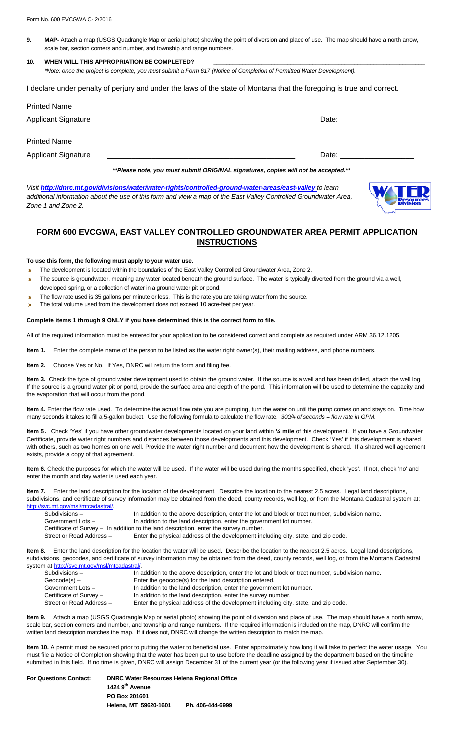Form No. 600 EVCGWA C- 2/2016

**9. MAP-** Attach a map (USGS Quadrangle Map or aerial photo) showing the point of diversion and place of use. The map should have a north arrow, scale bar, section corners and number, and township and range numbers.

**10. WHEN WILL THIS APPROPRIATION BE COMPLETED?** ______________________________

*\*Note: once the project is complete, you must submit a Form 617 (Notice of Completion of Permitted Water Development).*

I declare under penalty of perjury and under the laws of the state of Montana that the foregoing is true and correct.

Printed Name ______________________________

Applicant Signature ______________________________ Date: ______________

Printed Name ______________________________

Applicant Signature ______________________________ Date: ______________

***\*\*Please note, you must submit ORIGINAL signatures, copies will not be accepted.\*\****

*Visit **http://dnrc.mt.gov/divisions/water/water-rights/controlled-ground-water-areas/east-valley** to learn additional information about the use of this form and view a map of the East Valley Controlled Groundwater Area, Zone 1 and Zone 2.*

## FORM 600 EVCGWA, EAST VALLEY CONTROLLED GROUNDWATER AREA PERMIT APPLICATION INSTRUCTIONS

**To use this form, the following must apply to your water use.**

- The development is located within the boundaries of the East Valley Controlled Groundwater Area, Zone 2.
- The source is groundwater, meaning any water located beneath the ground surface. The water is typically diverted from the ground via a well, developed spring, or a collection of water in a ground water pit or pond.
- The flow rate used is 35 gallons per minute or less. This is the rate you are taking water from the source.
- The total volume used from the development does not exceed 10 acre-feet per year.

**Complete items 1 through 9 ONLY if you have determined this is the correct form to file.**

All of the required information must be entered for your application to be considered correct and complete as required under ARM 36.12.1205.

**Item 1.** Enter the complete name of the person to be listed as the water right owner(s), their mailing address, and phone numbers.

**Item 2.** Choose Yes or No. If Yes, DNRC will return the form and filing fee.

**Item 3.** Check the type of ground water development used to obtain the ground water. If the source is a well and has been drilled, attach the well log. If the source is a ground water pit or pond, provide the surface area and depth of the pond. This information will be used to determine the capacity and the evaporation that will occur from the pond.

**Item 4.** Enter the flow rate used. To determine the actual flow rate you are pumping, turn the water on until the pump comes on and stays on. Time how many seconds it takes to fill a 5-gallon bucket. Use the following formula to calculate the flow rate. *300/# of seconds = flow rate in GPM.*

**Item 5.** Check 'Yes' if you have other groundwater developments located on your land within **¼ mile** of this development. If you have a Groundwater Certificate, provide water right numbers and distances between those developments and this development. Check 'Yes' if this development is shared with others, such as two homes on one well. Provide the water right number and document how the development is shared. If a shared well agreement exists, provide a copy of that agreement.

**Item 6.** Check the purposes for which the water will be used. If the water will be used during the months specified, check 'yes'. If not, check 'no' and enter the month and day water is used each year.

**Item 7.** Enter the land description for the location of the development. Describe the location to the nearest 2.5 acres. Legal land descriptions, subdivisions, and certificate of survey information may be obtained from the deed, county records, well log, or from the Montana Cadastral system at: http://svc.mt.gov/msl/mtcadastral/.

| | |
|---|---|
| Subdivisions – | In addition to the above description, enter the lot and block or tract number, subdivision name. |
| Government Lots – | In addition to the land description, enter the government lot number. |
| Certificate of Survey – | In addition to the land description, enter the survey number. |
| Street or Road Address – | Enter the physical address of the development including city, state, and zip code. |

**Item 8.** Enter the land description for the location the water will be used. Describe the location to the nearest 2.5 acres. Legal land descriptions, subdivisions, geocodes, and certificate of survey information may be obtained from the deed, county records, well log, or from the Montana Cadastral system at http://svc.mt.gov/msl/mtcadastral/.

| | |
|---|---|
| Subdivisions – | In addition to the above description, enter the lot and block or tract number, subdivision name. |
| Geocode(s) – | Enter the geocode(s) for the land description entered. |
| Government Lots – | In addition to the land description, enter the government lot number. |
| Certificate of Survey – | In addition to the land description, enter the survey number. |
| Street or Road Address – | Enter the physical address of the development including city, state, and zip code. |

**Item 9.** Attach a map (USGS Quadrangle Map or aerial photo) showing the point of diversion and place of use. The map should have a north arrow, scale bar, section corners and number, and township and range numbers. If the required information is included on the map, DNRC will confirm the written land description matches the map. If it does not, DNRC will change the written description to match the map.

**Item 10.** A permit must be secured prior to putting the water to beneficial use. Enter approximately how long it will take to perfect the water usage. You must file a Notice of Completion showing that the water has been put to use before the deadline assigned by the department based on the timeline submitted in this field. If no time is given, DNRC will assign December 31 of the current year (or the following year if issued after September 30).

**For Questions Contact:**
**DNRC Water Resources Helena Regional Office**
**1424 9th Avenue**
**PO Box 201601**
**Helena, MT 59620-1601 Ph. 406-444-6999**